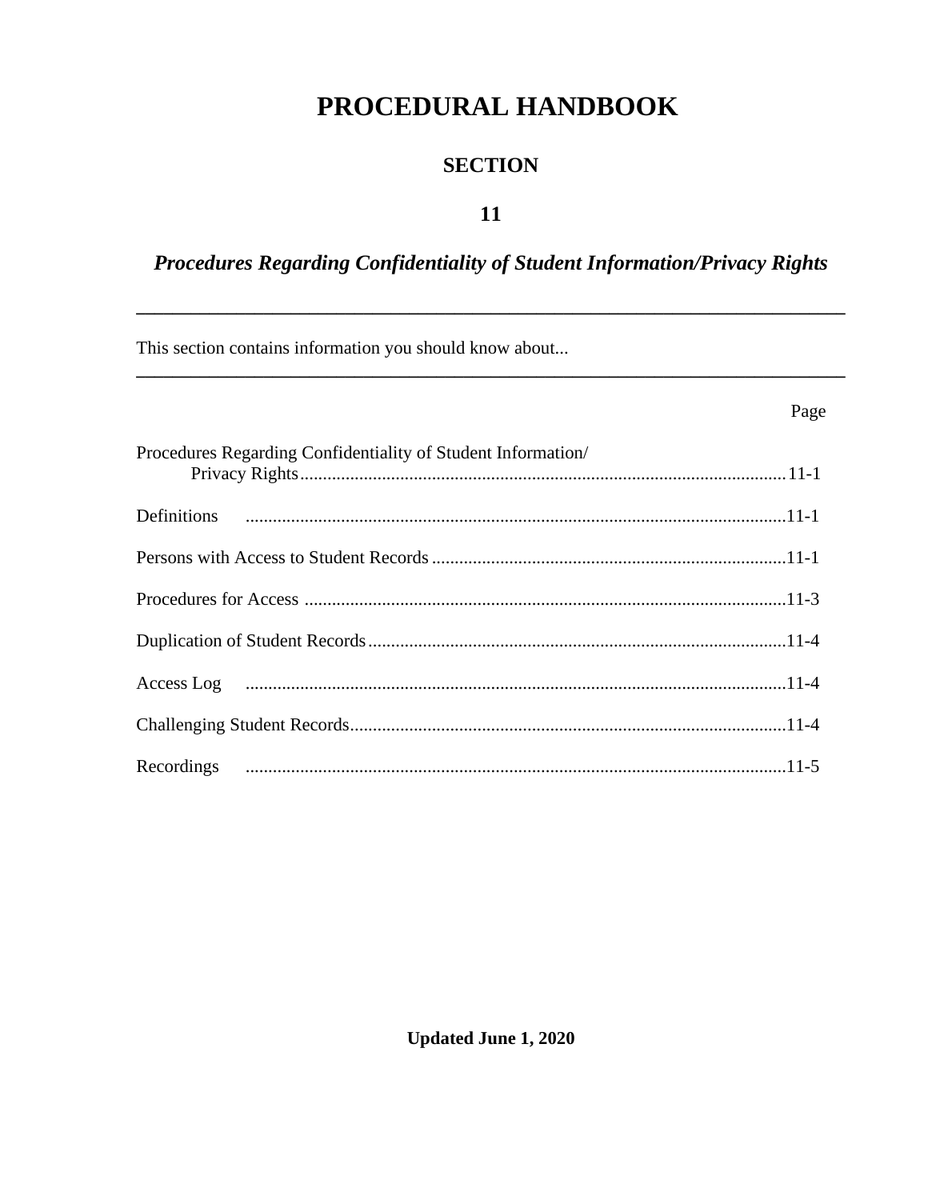# PROCEDURAL HANDBOOK

## SECTION

## 11

## *Procedures Regarding Confidentiality of Student Information/Privacy Rights*

---

This section contains information you should know about...

---

| | Page |
|---|---|
| Procedures Regarding Confidentiality of Student Information/ Privacy Rights | 11-1 |
| Definitions | 11-1 |
| Persons with Access to Student Records | 11-1 |
| Procedures for Access | 11-3 |
| Duplication of Student Records | 11-4 |
| Access Log | 11-4 |
| Challenging Student Records | 11-4 |
| Recordings | 11-5 |

**Updated June 1, 2020**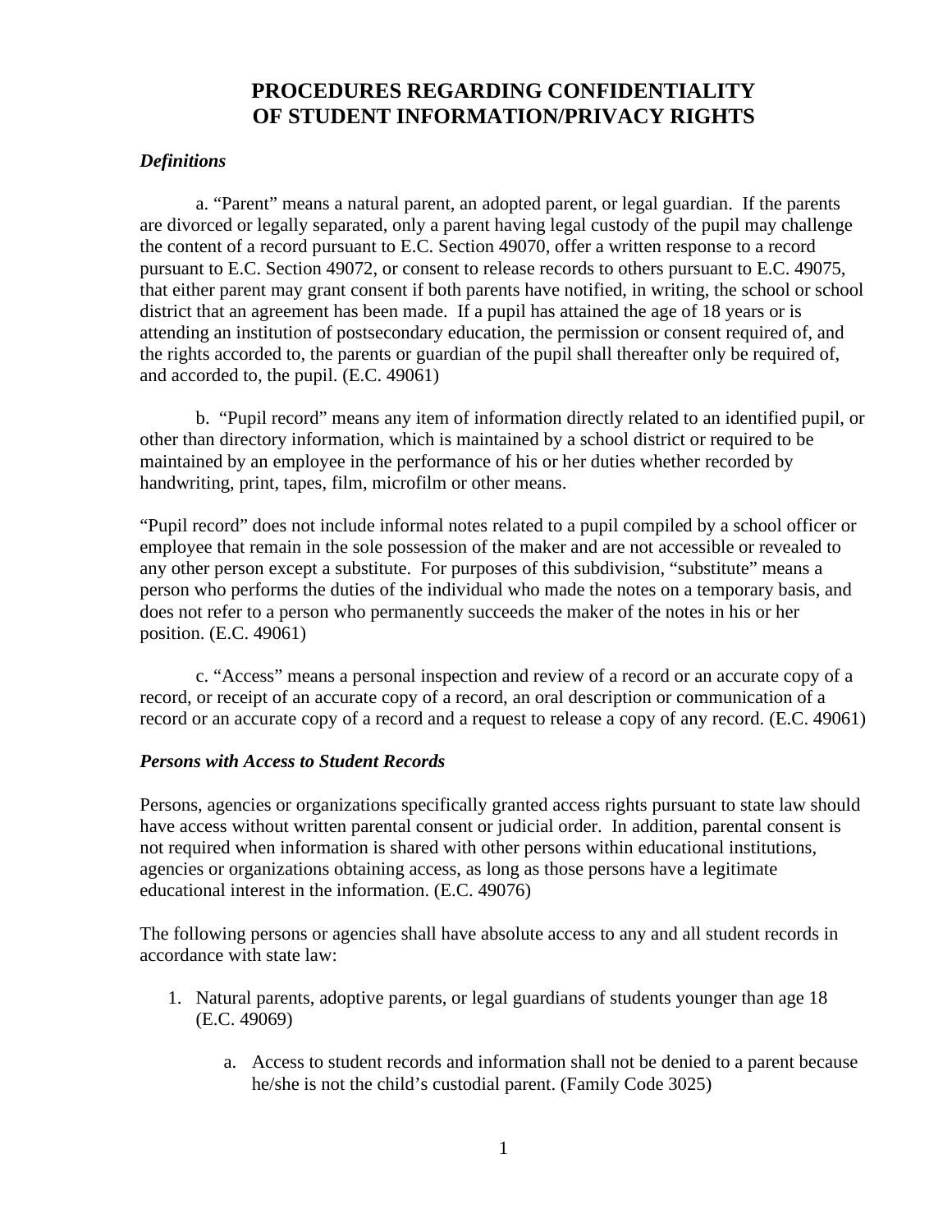# PROCEDURES REGARDING CONFIDENTIALITY OF STUDENT INFORMATION/PRIVACY RIGHTS

### *Definitions*

a. "Parent" means a natural parent, an adopted parent, or legal guardian. If the parents are divorced or legally separated, only a parent having legal custody of the pupil may challenge the content of a record pursuant to E.C. Section 49070, offer a written response to a record pursuant to E.C. Section 49072, or consent to release records to others pursuant to E.C. 49075, that either parent may grant consent if both parents have notified, in writing, the school or school district that an agreement has been made. If a pupil has attained the age of 18 years or is attending an institution of postsecondary education, the permission or consent required of, and the rights accorded to, the parents or guardian of the pupil shall thereafter only be required of, and accorded to, the pupil. (E.C. 49061)

b. "Pupil record" means any item of information directly related to an identified pupil, or other than directory information, which is maintained by a school district or required to be maintained by an employee in the performance of his or her duties whether recorded by handwriting, print, tapes, film, microfilm or other means.

"Pupil record" does not include informal notes related to a pupil compiled by a school officer or employee that remain in the sole possession of the maker and are not accessible or revealed to any other person except a substitute. For purposes of this subdivision, "substitute" means a person who performs the duties of the individual who made the notes on a temporary basis, and does not refer to a person who permanently succeeds the maker of the notes in his or her position. (E.C. 49061)

c. "Access" means a personal inspection and review of a record or an accurate copy of a record, or receipt of an accurate copy of a record, an oral description or communication of a record or an accurate copy of a record and a request to release a copy of any record. (E.C. 49061)

### *Persons with Access to Student Records*

Persons, agencies or organizations specifically granted access rights pursuant to state law should have access without written parental consent or judicial order. In addition, parental consent is not required when information is shared with other persons within educational institutions, agencies or organizations obtaining access, as long as those persons have a legitimate educational interest in the information. (E.C. 49076)

The following persons or agencies shall have absolute access to any and all student records in accordance with state law:

1. Natural parents, adoptive parents, or legal guardians of students younger than age 18 (E.C. 49069)
    a. Access to student records and information shall not be denied to a parent because he/she is not the child's custodial parent. (Family Code 3025)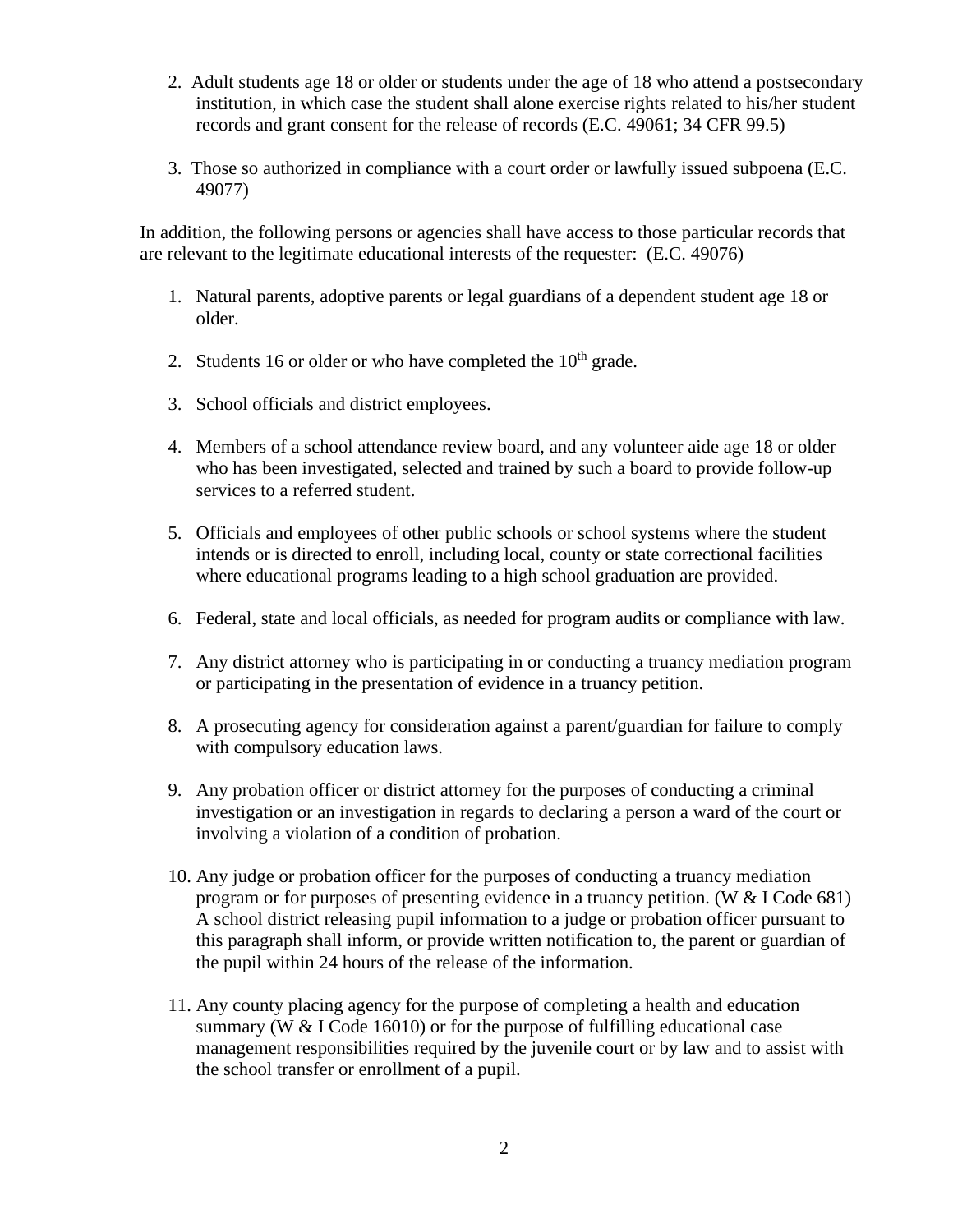2. Adult students age 18 or older or students under the age of 18 who attend a postsecondary institution, in which case the student shall alone exercise rights related to his/her student records and grant consent for the release of records (E.C. 49061; 34 CFR 99.5)

3. Those so authorized in compliance with a court order or lawfully issued subpoena (E.C. 49077)

In addition, the following persons or agencies shall have access to those particular records that are relevant to the legitimate educational interests of the requester: (E.C. 49076)

1. Natural parents, adoptive parents or legal guardians of a dependent student age 18 or older.

2. Students 16 or older or who have completed the 10th grade.

3. School officials and district employees.

4. Members of a school attendance review board, and any volunteer aide age 18 or older who has been investigated, selected and trained by such a board to provide follow-up services to a referred student.

5. Officials and employees of other public schools or school systems where the student intends or is directed to enroll, including local, county or state correctional facilities where educational programs leading to a high school graduation are provided.

6. Federal, state and local officials, as needed for program audits or compliance with law.

7. Any district attorney who is participating in or conducting a truancy mediation program or participating in the presentation of evidence in a truancy petition.

8. A prosecuting agency for consideration against a parent/guardian for failure to comply with compulsory education laws.

9. Any probation officer or district attorney for the purposes of conducting a criminal investigation or an investigation in regards to declaring a person a ward of the court or involving a violation of a condition of probation.

10. Any judge or probation officer for the purposes of conducting a truancy mediation program or for purposes of presenting evidence in a truancy petition. (W & I Code 681) A school district releasing pupil information to a judge or probation officer pursuant to this paragraph shall inform, or provide written notification to, the parent or guardian of the pupil within 24 hours of the release of the information.

11. Any county placing agency for the purpose of completing a health and education summary (W & I Code 16010) or for the purpose of fulfilling educational case management responsibilities required by the juvenile court or by law and to assist with the school transfer or enrollment of a pupil.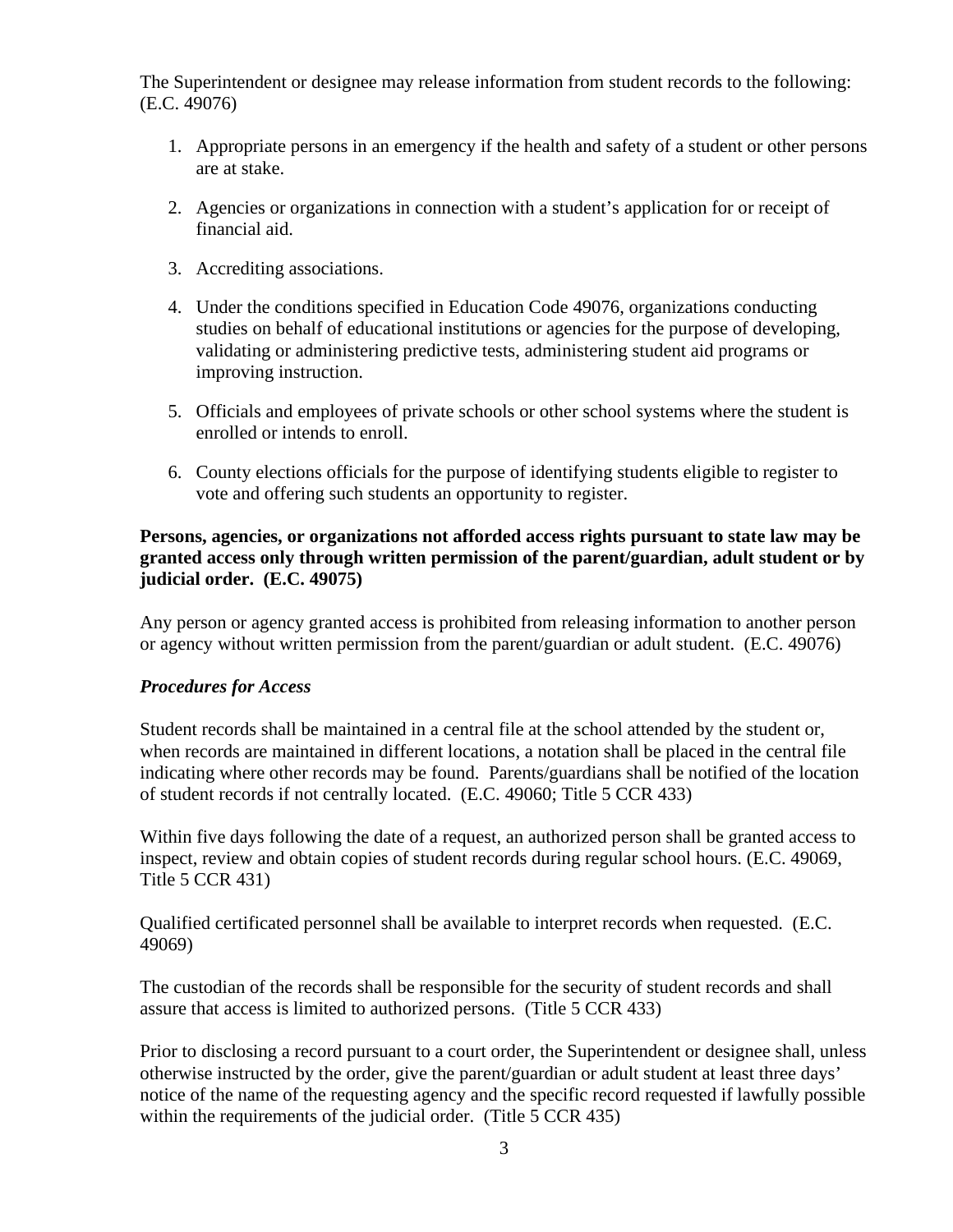The Superintendent or designee may release information from student records to the following: (E.C. 49076)

1. Appropriate persons in an emergency if the health and safety of a student or other persons are at stake.
2. Agencies or organizations in connection with a student's application for or receipt of financial aid.
3. Accrediting associations.
4. Under the conditions specified in Education Code 49076, organizations conducting studies on behalf of educational institutions or agencies for the purpose of developing, validating or administering predictive tests, administering student aid programs or improving instruction.
5. Officials and employees of private schools or other school systems where the student is enrolled or intends to enroll.
6. County elections officials for the purpose of identifying students eligible to register to vote and offering such students an opportunity to register.

**Persons, agencies, or organizations not afforded access rights pursuant to state law may be granted access only through written permission of the parent/guardian, adult student or by judicial order. (E.C. 49075)**

Any person or agency granted access is prohibited from releasing information to another person or agency without written permission from the parent/guardian or adult student. (E.C. 49076)

***Procedures for Access***

Student records shall be maintained in a central file at the school attended by the student or, when records are maintained in different locations, a notation shall be placed in the central file indicating where other records may be found. Parents/guardians shall be notified of the location of student records if not centrally located. (E.C. 49060; Title 5 CCR 433)

Within five days following the date of a request, an authorized person shall be granted access to inspect, review and obtain copies of student records during regular school hours. (E.C. 49069, Title 5 CCR 431)

Qualified certificated personnel shall be available to interpret records when requested. (E.C. 49069)

The custodian of the records shall be responsible for the security of student records and shall assure that access is limited to authorized persons. (Title 5 CCR 433)

Prior to disclosing a record pursuant to a court order, the Superintendent or designee shall, unless otherwise instructed by the order, give the parent/guardian or adult student at least three days' notice of the name of the requesting agency and the specific record requested if lawfully possible within the requirements of the judicial order. (Title 5 CCR 435)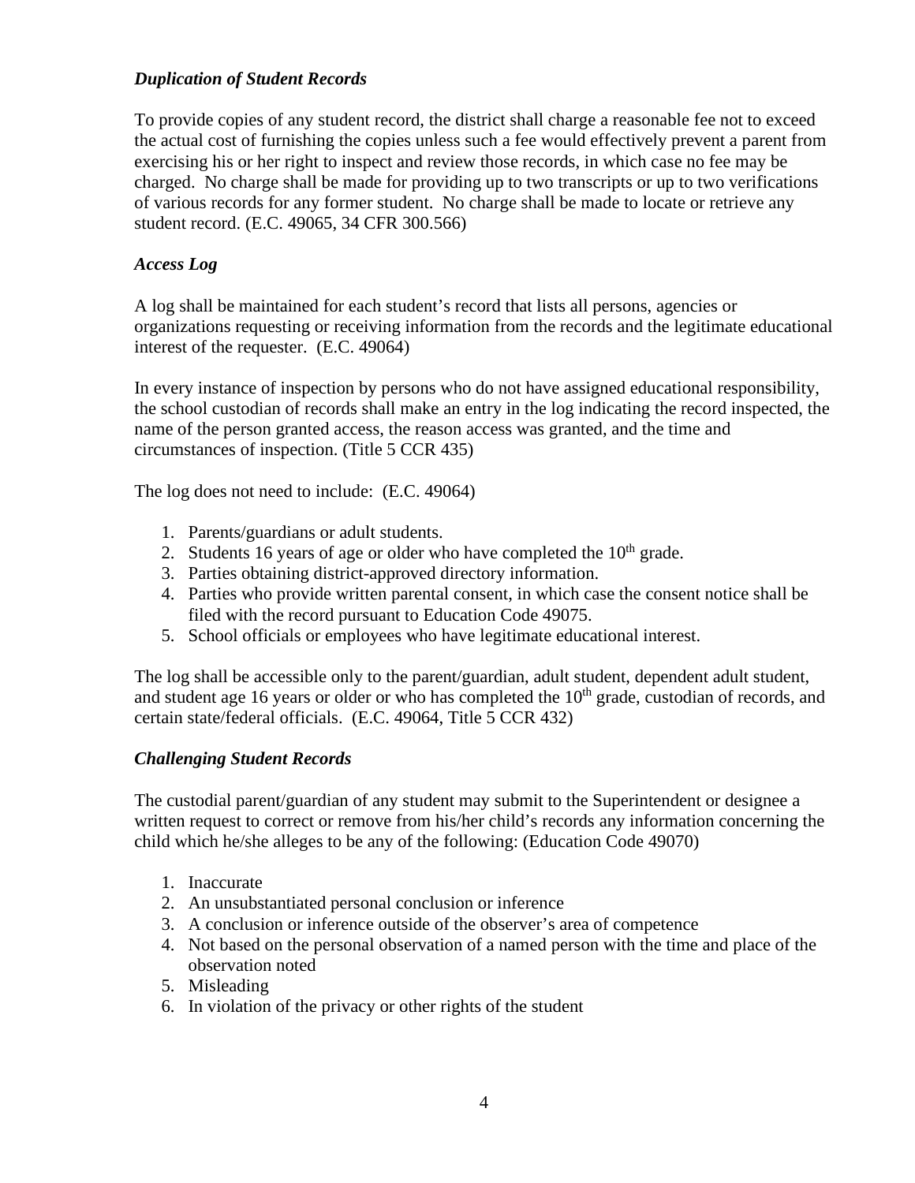### *Duplication of Student Records*

To provide copies of any student record, the district shall charge a reasonable fee not to exceed the actual cost of furnishing the copies unless such a fee would effectively prevent a parent from exercising his or her right to inspect and review those records, in which case no fee may be charged. No charge shall be made for providing up to two transcripts or up to two verifications of various records for any former student. No charge shall be made to locate or retrieve any student record. (E.C. 49065, 34 CFR 300.566)

### *Access Log*

A log shall be maintained for each student's record that lists all persons, agencies or organizations requesting or receiving information from the records and the legitimate educational interest of the requester. (E.C. 49064)

In every instance of inspection by persons who do not have assigned educational responsibility, the school custodian of records shall make an entry in the log indicating the record inspected, the name of the person granted access, the reason access was granted, and the time and circumstances of inspection. (Title 5 CCR 435)

The log does not need to include: (E.C. 49064)

1. Parents/guardians or adult students.
2. Students 16 years of age or older who have completed the 10th grade.
3. Parties obtaining district-approved directory information.
4. Parties who provide written parental consent, in which case the consent notice shall be filed with the record pursuant to Education Code 49075.
5. School officials or employees who have legitimate educational interest.

The log shall be accessible only to the parent/guardian, adult student, dependent adult student, and student age 16 years or older or who has completed the 10th grade, custodian of records, and certain state/federal officials. (E.C. 49064, Title 5 CCR 432)

### *Challenging Student Records*

The custodial parent/guardian of any student may submit to the Superintendent or designee a written request to correct or remove from his/her child's records any information concerning the child which he/she alleges to be any of the following: (Education Code 49070)

1. Inaccurate
2. An unsubstantiated personal conclusion or inference
3. A conclusion or inference outside of the observer's area of competence
4. Not based on the personal observation of a named person with the time and place of the observation noted
5. Misleading
6. In violation of the privacy or other rights of the student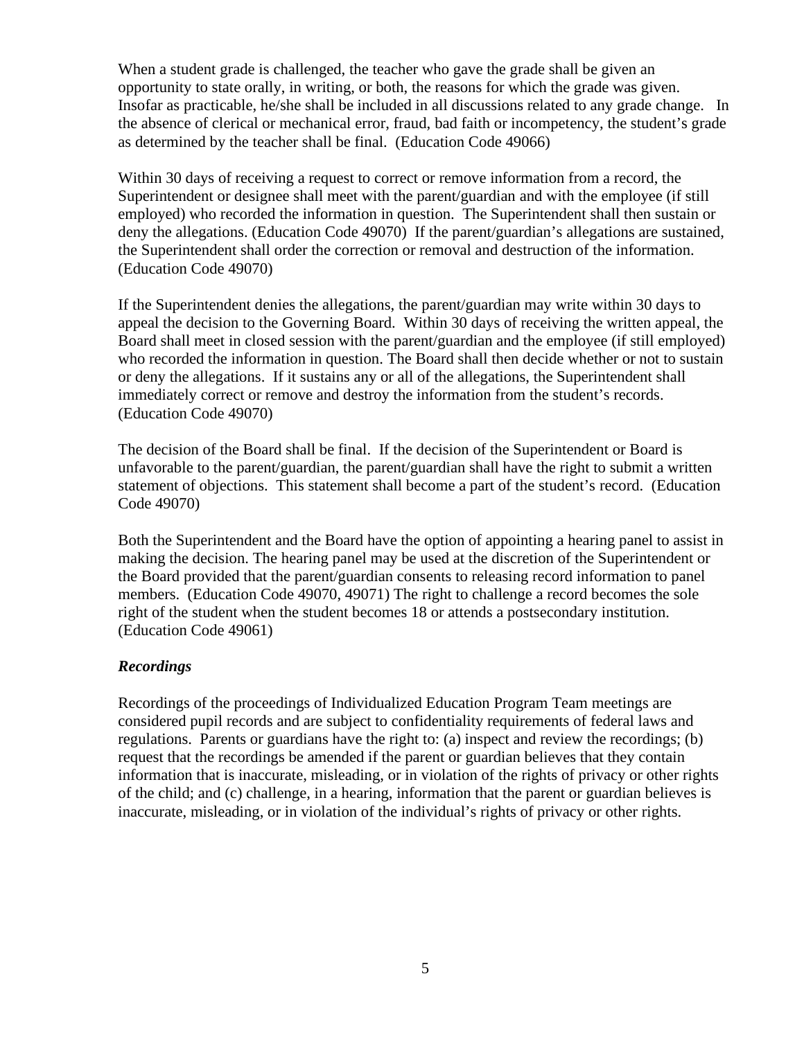When a student grade is challenged, the teacher who gave the grade shall be given an opportunity to state orally, in writing, or both, the reasons for which the grade was given. Insofar as practicable, he/she shall be included in all discussions related to any grade change. In the absence of clerical or mechanical error, fraud, bad faith or incompetency, the student's grade as determined by the teacher shall be final. (Education Code 49066)

Within 30 days of receiving a request to correct or remove information from a record, the Superintendent or designee shall meet with the parent/guardian and with the employee (if still employed) who recorded the information in question. The Superintendent shall then sustain or deny the allegations. (Education Code 49070) If the parent/guardian's allegations are sustained, the Superintendent shall order the correction or removal and destruction of the information. (Education Code 49070)

If the Superintendent denies the allegations, the parent/guardian may write within 30 days to appeal the decision to the Governing Board. Within 30 days of receiving the written appeal, the Board shall meet in closed session with the parent/guardian and the employee (if still employed) who recorded the information in question. The Board shall then decide whether or not to sustain or deny the allegations. If it sustains any or all of the allegations, the Superintendent shall immediately correct or remove and destroy the information from the student's records. (Education Code 49070)

The decision of the Board shall be final. If the decision of the Superintendent or Board is unfavorable to the parent/guardian, the parent/guardian shall have the right to submit a written statement of objections. This statement shall become a part of the student's record. (Education Code 49070)

Both the Superintendent and the Board have the option of appointing a hearing panel to assist in making the decision. The hearing panel may be used at the discretion of the Superintendent or the Board provided that the parent/guardian consents to releasing record information to panel members. (Education Code 49070, 49071) The right to challenge a record becomes the sole right of the student when the student becomes 18 or attends a postsecondary institution. (Education Code 49061)

### *Recordings*

Recordings of the proceedings of Individualized Education Program Team meetings are considered pupil records and are subject to confidentiality requirements of federal laws and regulations. Parents or guardians have the right to: (a) inspect and review the recordings; (b) request that the recordings be amended if the parent or guardian believes that they contain information that is inaccurate, misleading, or in violation of the rights of privacy or other rights of the child; and (c) challenge, in a hearing, information that the parent or guardian believes is inaccurate, misleading, or in violation of the individual's rights of privacy or other rights.